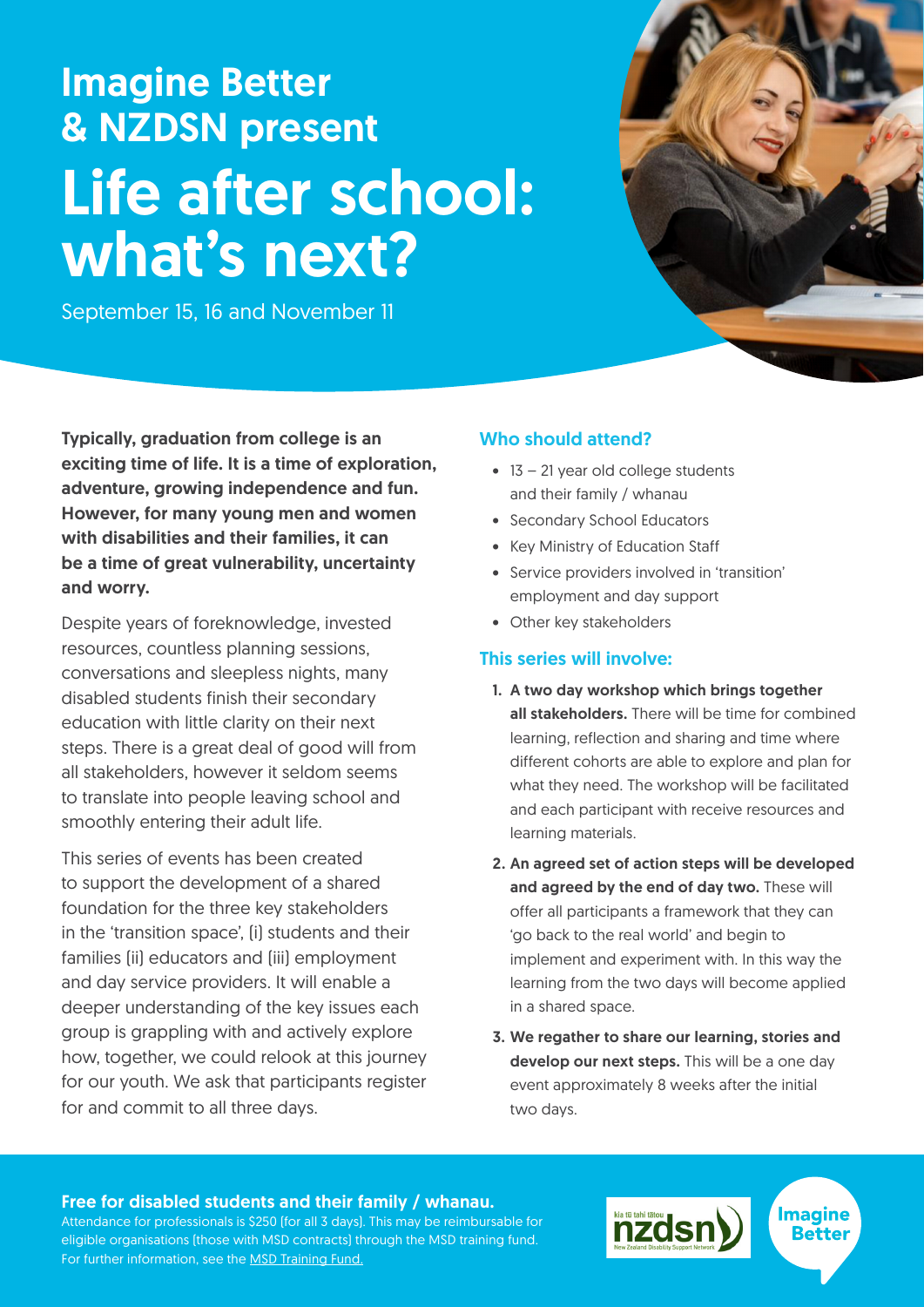## Imagine Better & NZDSN present

# Life after school: what's next?

September 15, 16 and November 11

**Typically, graduation from college is an exciting time of life. It is a time of exploration, adventure, growing independence and fun. However, for many young men and women with disabilities and their families, it can be a time of great vulnerability, uncertainty and worry.**

Despite years of foreknowledge, invested resources, countless planning sessions, conversations and sleepless nights, many disabled students finish their secondary education with little clarity on their next steps. There is a great deal of good will from all stakeholders, however it seldom seems to translate into people leaving school and smoothly entering their adult life.

This series of events has been created to support the development of a shared foundation for the three key stakeholders in the 'transition space', (i) students and their families (ii) educators and (iii) employment and day service providers. It will enable a deeper understanding of the key issues each group is grappling with and actively explore how, together, we could relook at this journey for our youth. We ask that participants register for and commit to all three days.

### Who should attend?

- 13 – 21 year old college students and their family / whanau
- Secondary School Educators
- Key Ministry of Education Staff
- Service providers involved in 'transition' employment and day support
- Other key stakeholders

### This series will involve:

1. **A two day workshop which brings together all stakeholders.** There will be time for combined learning, reflection and sharing and time where different cohorts are able to explore and plan for what they need. The workshop will be facilitated and each participant with receive resources and learning materials.
2. **An agreed set of action steps will be developed and agreed by the end of day two.** These will offer all participants a framework that they can 'go back to the real world' and begin to implement and experiment with. In this way the learning from the two days will become applied in a shared space.
3. **We regather to share our learning, stories and develop our next steps.** This will be a one day event approximately 8 weeks after the initial two days.

**Free for disabled students and their family / whanau.**

Attendance for professionals is $250 (for all 3 days). This may be reimbursable for eligible organisations (those with MSD contracts) through the MSD training fund. For further information, see the MSD Training Fund.

kia tū tahi tātou nzdsn New Zealand Disability Support Network

Imagine Better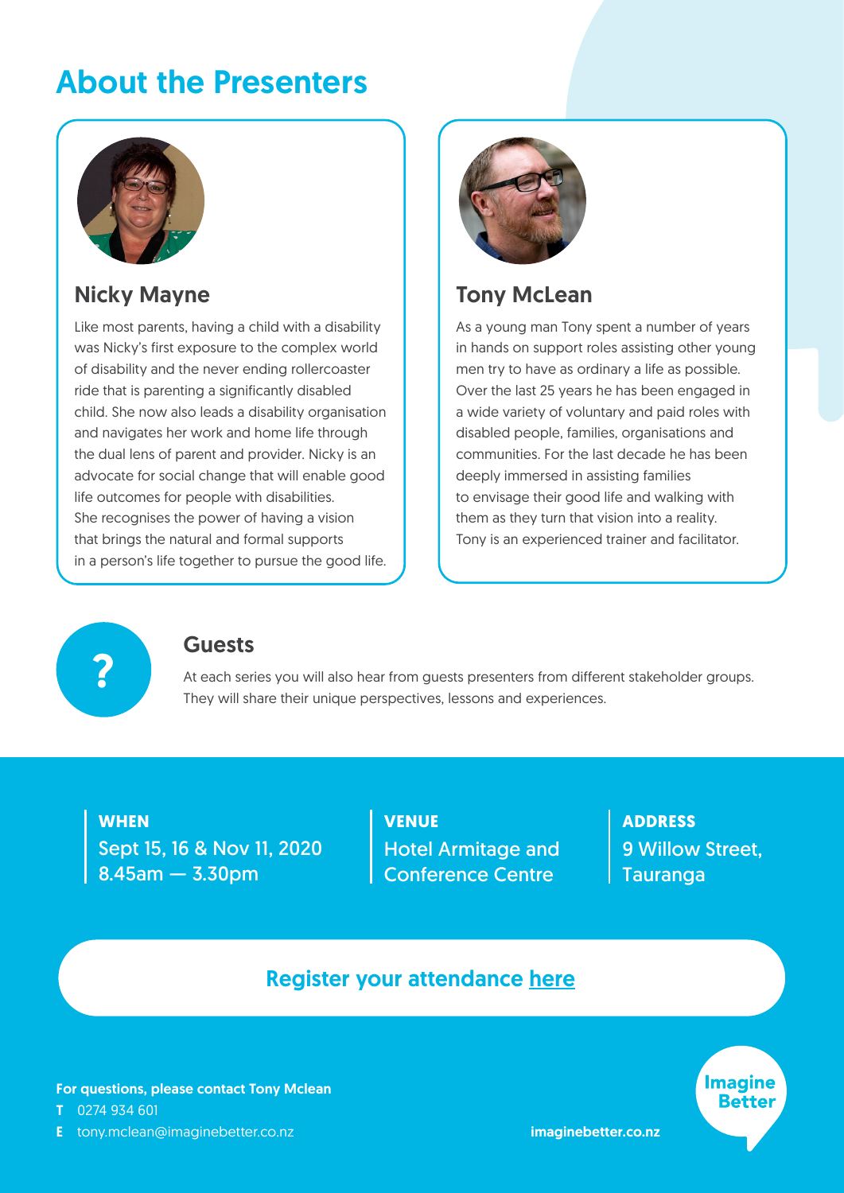# About the Presenters

## Nicky Mayne

Like most parents, having a child with a disability was Nicky's first exposure to the complex world of disability and the never ending rollercoaster ride that is parenting a significantly disabled child. She now also leads a disability organisation and navigates her work and home life through the dual lens of parent and provider. Nicky is an advocate for social change that will enable good life outcomes for people with disabilities. She recognises the power of having a vision that brings the natural and formal supports in a person's life together to pursue the good life.

## Tony McLean

As a young man Tony spent a number of years in hands on support roles assisting other young men try to have as ordinary a life as possible. Over the last 25 years he has been engaged in a wide variety of voluntary and paid roles with disabled people, families, organisations and communities. For the last decade he has been deeply immersed in assisting families to envisage their good life and walking with them as they turn that vision into a reality. Tony is an experienced trainer and facilitator.

## Guests

At each series you will also hear from guests presenters from different stakeholder groups. They will share their unique perspectives, lessons and experiences.

**WHEN**
Sept 15, 16 & Nov 11, 2020
8.45am — 3.30pm

**VENUE**
Hotel Armitage and Conference Centre

**ADDRESS**
9 Willow Street, Tauranga

**Register your attendance here**

**For questions, please contact Tony Mclean**

**T** 0274 934 601
**E** tony.mclean@imaginebetter.co.nz

**imaginebetter.co.nz**

Imagine Better